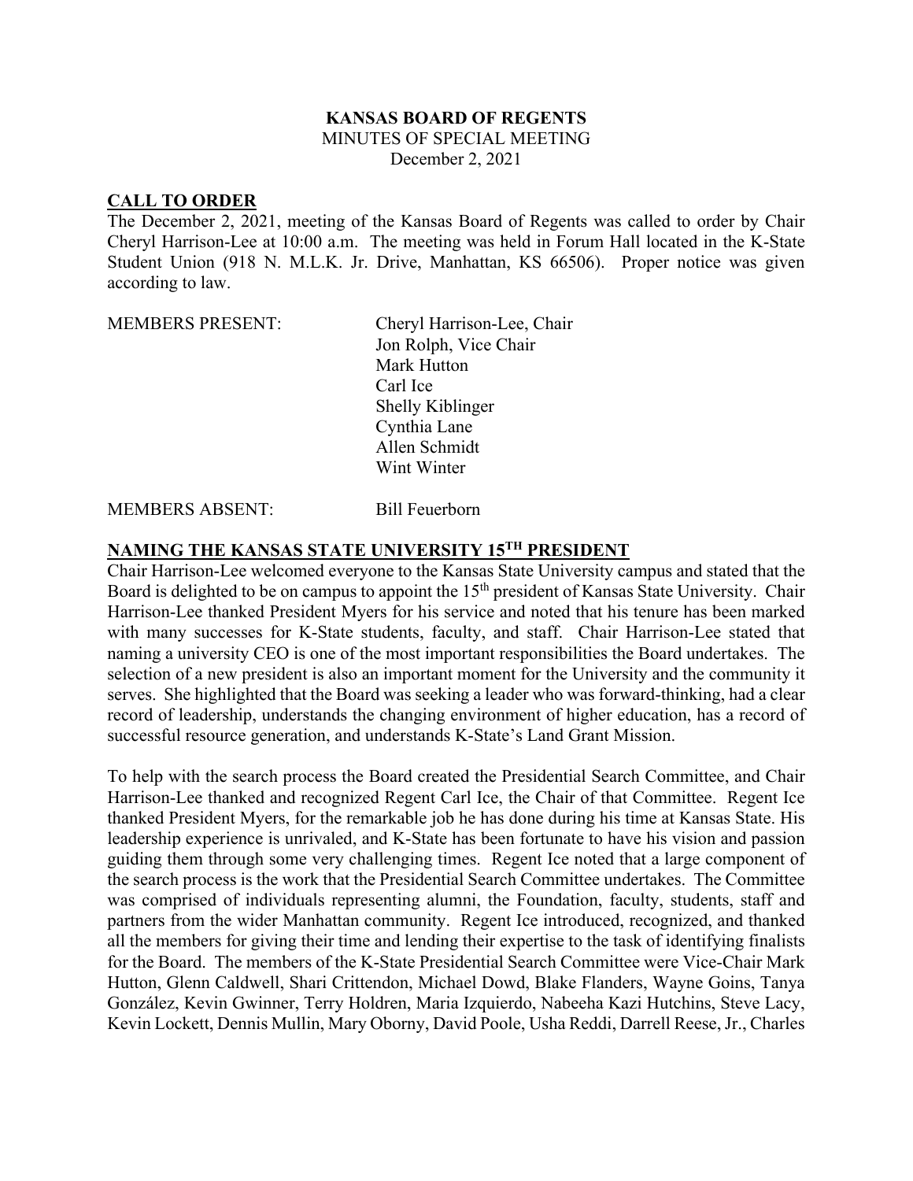**KANSAS BOARD OF REGENTS**
MINUTES OF SPECIAL MEETING
December 2, 2021

## CALL TO ORDER

The December 2, 2021, meeting of the Kansas Board of Regents was called to order by Chair Cheryl Harrison-Lee at 10:00 a.m. The meeting was held in Forum Hall located in the K-State Student Union (918 N. M.L.K. Jr. Drive, Manhattan, KS 66506). Proper notice was given according to law.

MEMBERS PRESENT:
Cheryl Harrison-Lee, Chair
Jon Rolph, Vice Chair
Mark Hutton
Carl Ice
Shelly Kiblinger
Cynthia Lane
Allen Schmidt
Wint Winter

MEMBERS ABSENT:
Bill Feuerborn

## NAMING THE KANSAS STATE UNIVERSITY 15TH PRESIDENT

Chair Harrison-Lee welcomed everyone to the Kansas State University campus and stated that the Board is delighted to be on campus to appoint the 15th president of Kansas State University. Chair Harrison-Lee thanked President Myers for his service and noted that his tenure has been marked with many successes for K-State students, faculty, and staff. Chair Harrison-Lee stated that naming a university CEO is one of the most important responsibilities the Board undertakes. The selection of a new president is also an important moment for the University and the community it serves. She highlighted that the Board was seeking a leader who was forward-thinking, had a clear record of leadership, understands the changing environment of higher education, has a record of successful resource generation, and understands K-State's Land Grant Mission.

To help with the search process the Board created the Presidential Search Committee, and Chair Harrison-Lee thanked and recognized Regent Carl Ice, the Chair of that Committee. Regent Ice thanked President Myers, for the remarkable job he has done during his time at Kansas State. His leadership experience is unrivaled, and K-State has been fortunate to have his vision and passion guiding them through some very challenging times. Regent Ice noted that a large component of the search process is the work that the Presidential Search Committee undertakes. The Committee was comprised of individuals representing alumni, the Foundation, faculty, students, staff and partners from the wider Manhattan community. Regent Ice introduced, recognized, and thanked all the members for giving their time and lending their expertise to the task of identifying finalists for the Board. The members of the K-State Presidential Search Committee were Vice-Chair Mark Hutton, Glenn Caldwell, Shari Crittendon, Michael Dowd, Blake Flanders, Wayne Goins, Tanya González, Kevin Gwinner, Terry Holdren, Maria Izquierdo, Nabeeha Kazi Hutchins, Steve Lacy, Kevin Lockett, Dennis Mullin, Mary Oborny, David Poole, Usha Reddi, Darrell Reese, Jr., Charles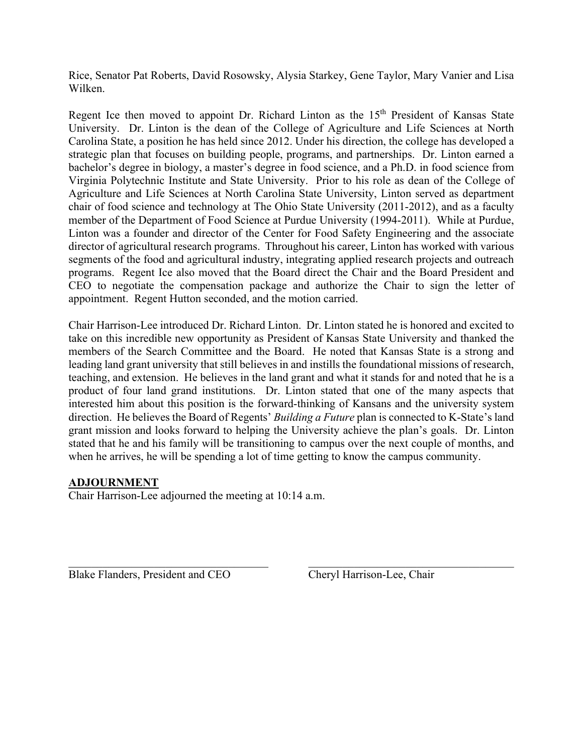Rice, Senator Pat Roberts, David Rosowsky, Alysia Starkey, Gene Taylor, Mary Vanier and Lisa Wilken.

Regent Ice then moved to appoint Dr. Richard Linton as the 15th President of Kansas State University. Dr. Linton is the dean of the College of Agriculture and Life Sciences at North Carolina State, a position he has held since 2012. Under his direction, the college has developed a strategic plan that focuses on building people, programs, and partnerships. Dr. Linton earned a bachelor's degree in biology, a master's degree in food science, and a Ph.D. in food science from Virginia Polytechnic Institute and State University. Prior to his role as dean of the College of Agriculture and Life Sciences at North Carolina State University, Linton served as department chair of food science and technology at The Ohio State University (2011-2012), and as a faculty member of the Department of Food Science at Purdue University (1994-2011). While at Purdue, Linton was a founder and director of the Center for Food Safety Engineering and the associate director of agricultural research programs. Throughout his career, Linton has worked with various segments of the food and agricultural industry, integrating applied research projects and outreach programs. Regent Ice also moved that the Board direct the Chair and the Board President and CEO to negotiate the compensation package and authorize the Chair to sign the letter of appointment. Regent Hutton seconded, and the motion carried.

Chair Harrison-Lee introduced Dr. Richard Linton. Dr. Linton stated he is honored and excited to take on this incredible new opportunity as President of Kansas State University and thanked the members of the Search Committee and the Board. He noted that Kansas State is a strong and leading land grant university that still believes in and instills the foundational missions of research, teaching, and extension. He believes in the land grant and what it stands for and noted that he is a product of four land grand institutions. Dr. Linton stated that one of the many aspects that interested him about this position is the forward-thinking of Kansans and the university system direction. He believes the Board of Regents' *Building a Future* plan is connected to K-State's land grant mission and looks forward to helping the University achieve the plan's goals. Dr. Linton stated that he and his family will be transitioning to campus over the next couple of months, and when he arrives, he will be spending a lot of time getting to know the campus community.

**ADJOURNMENT**

Chair Harrison-Lee adjourned the meeting at 10:14 a.m.

Blake Flanders, President and CEO

Cheryl Harrison-Lee, Chair